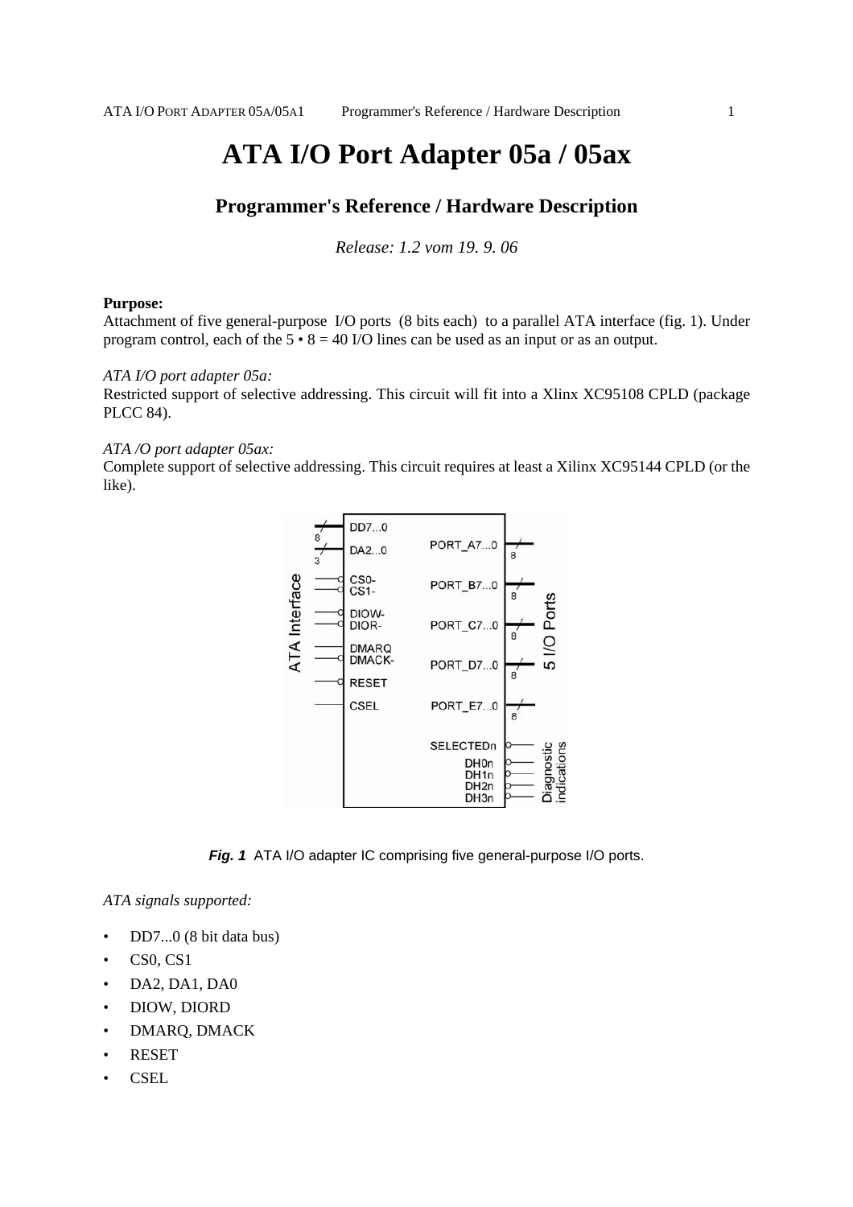# ATA I/O Port Adapter 05a / 05ax

## Programmer's Reference / Hardware Description

*Release: 1.2 vom 19. 9. 06*

**Purpose:**
Attachment of five general-purpose I/O ports (8 bits each) to a parallel ATA interface (fig. 1). Under program control, each of the 5 • 8 = 40 I/O lines can be used as an input or as an output.

*ATA I/O port adapter 05a:*
Restricted support of selective addressing. This circuit will fit into a Xlinx XC95108 CPLD (package PLCC 84).

*ATA /O port adapter 05ax:*
Complete support of selective addressing. This circuit requires at least a Xilinx XC95144 CPLD (or the like).

***Fig. 1*** ATA I/O adapter IC comprising five general-purpose I/O ports.

*ATA signals supported:*

- DD7...0 (8 bit data bus)
- CS0, CS1
- DA2, DA1, DA0
- DIOW, DIORD
- DMARQ, DMACK
- RESET
- CSEL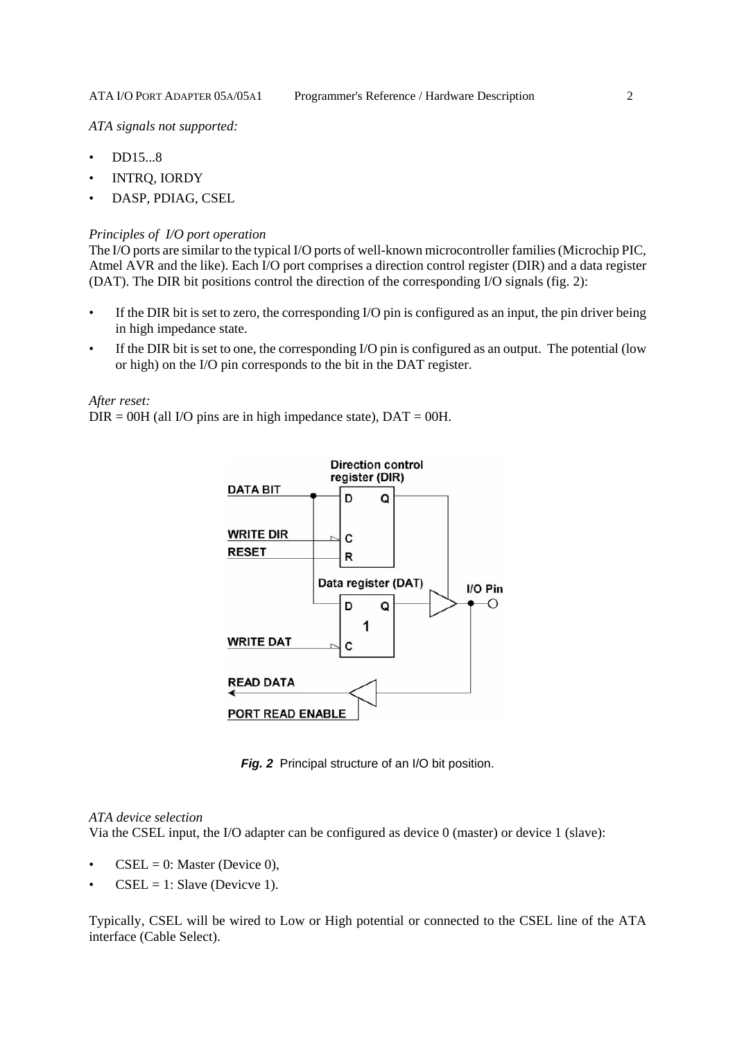*ATA signals not supported:*

- DD15...8
- INTRQ, IORDY
- DASP, PDIAG, CSEL

*Principles of I/O port operation*

The I/O ports are similar to the typical I/O ports of well-known microcontroller families (Microchip PIC, Atmel AVR and the like). Each I/O port comprises a direction control register (DIR) and a data register (DAT). The DIR bit positions control the direction of the corresponding I/O signals (fig. 2):

- If the DIR bit is set to zero, the corresponding I/O pin is configured as an input, the pin driver being in high impedance state.
- If the DIR bit is set to one, the corresponding I/O pin is configured as an output. The potential (low or high) on the I/O pin corresponds to the bit in the DAT register.

*After reset:*

DIR = 00H (all I/O pins are in high impedance state), DAT = 00H.

***Fig. 2*** Principal structure of an I/O bit position.

*ATA device selection*

Via the CSEL input, the I/O adapter can be configured as device 0 (master) or device 1 (slave):

- CSEL = 0: Master (Device 0),
- CSEL = 1: Slave (Devicve 1).

Typically, CSEL will be wired to Low or High potential or connected to the CSEL line of the ATA interface (Cable Select).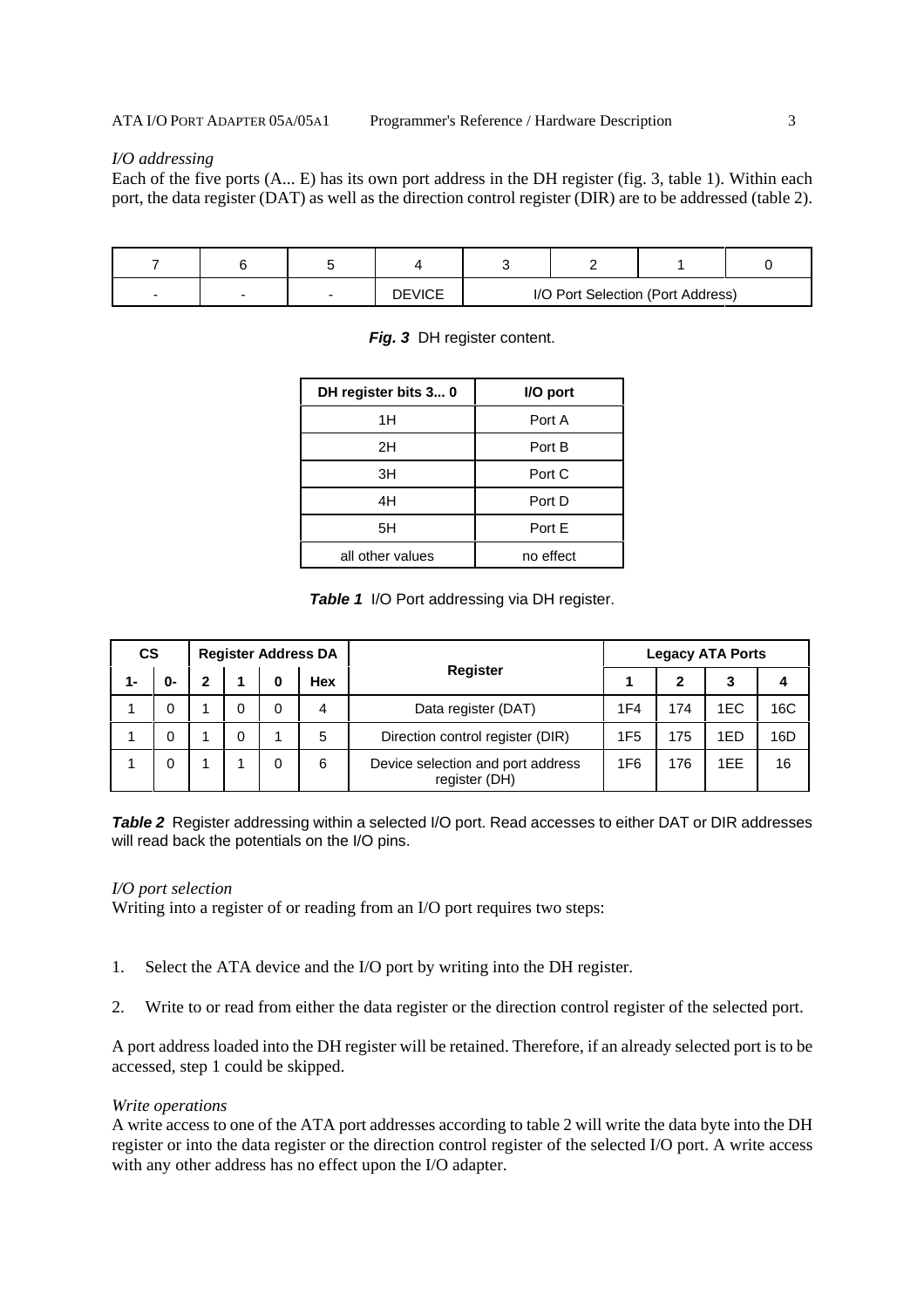*I/O addressing*

Each of the five ports (A... E) has its own port address in the DH register (fig. 3, table 1). Within each port, the data register (DAT) as well as the direction control register (DIR) are to be addressed (table 2).

| 7 | 6 | 5 | 4 | 3 | 2 | 1 | 0 |
|---|---|---|---|---|---|---|---|
| - | - | - | DEVICE | I/O Port Selection (Port Address) | | | |

***Fig. 3*** DH register content.

| DH register bits 3... 0 | I/O port |
|---|---|
| 1H | Port A |
| 2H | Port B |
| 3H | Port C |
| 4H | Port D |
| 5H | Port E |
| all other values | no effect |

***Table 1*** I/O Port addressing via DH register.

| CS | | Register Address DA | | | | Register | Legacy ATA Ports | | | |
|---|---|---|---|---|---|---|---|---|---|---|
| 1- | 0- | 2 | 1 | 0 | Hex | | 1 | 2 | 3 | 4 |
| 1 | 0 | 1 | 0 | 0 | 4 | Data register (DAT) | 1F4 | 174 | 1EC | 16C |
| 1 | 0 | 1 | 0 | 1 | 5 | Direction control register (DIR) | 1F5 | 175 | 1ED | 16D |
| 1 | 0 | 1 | 1 | 0 | 6 | Device selection and port address register (DH) | 1F6 | 176 | 1EE | 16 |

***Table 2*** Register addressing within a selected I/O port. Read accesses to either DAT or DIR addresses will read back the potentials on the I/O pins.

*I/O port selection*

Writing into a register of or reading from an I/O port requires two steps:

1. Select the ATA device and the I/O port by writing into the DH register.
2. Write to or read from either the data register or the direction control register of the selected port.

A port address loaded into the DH register will be retained. Therefore, if an already selected port is to be accessed, step 1 could be skipped.

*Write operations*

A write access to one of the ATA port addresses according to table 2 will write the data byte into the DH register or into the data register or the direction control register of the selected I/O port. A write access with any other address has no effect upon the I/O adapter.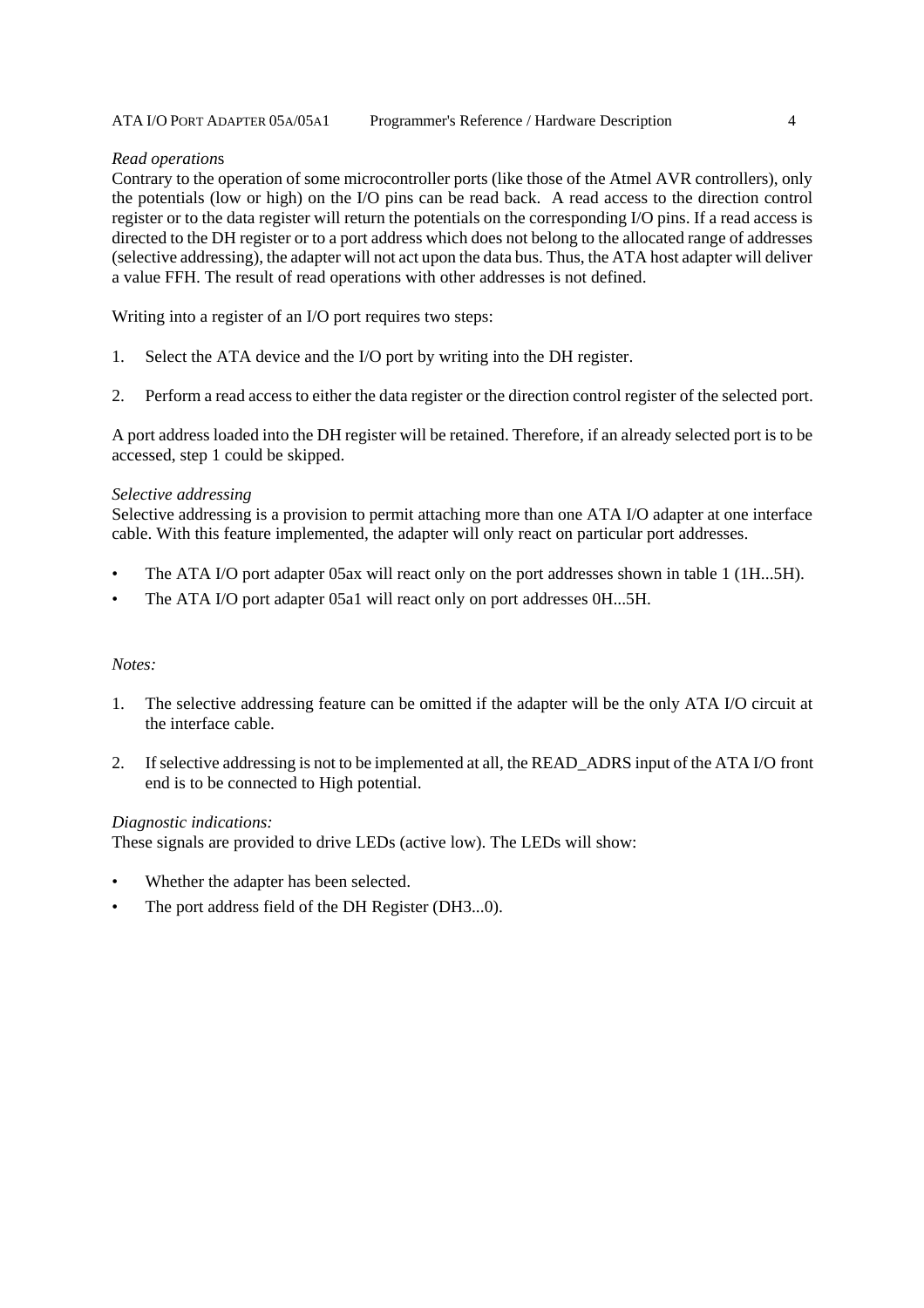*Read operations*
Contrary to the operation of some microcontroller ports (like those of the Atmel AVR controllers), only the potentials (low or high) on the I/O pins can be read back. A read access to the direction control register or to the data register will return the potentials on the corresponding I/O pins. If a read access is directed to the DH register or to a port address which does not belong to the allocated range of addresses (selective addressing), the adapter will not act upon the data bus. Thus, the ATA host adapter will deliver a value FFH. The result of read operations with other addresses is not defined.

Writing into a register of an I/O port requires two steps:

1. Select the ATA device and the I/O port by writing into the DH register.

2. Perform a read access to either the data register or the direction control register of the selected port.

A port address loaded into the DH register will be retained. Therefore, if an already selected port is to be accessed, step 1 could be skipped.

*Selective addressing*
Selective addressing is a provision to permit attaching more than one ATA I/O adapter at one interface cable. With this feature implemented, the adapter will only react on particular port addresses.

- The ATA I/O port adapter 05ax will react only on the port addresses shown in table 1 (1H...5H).
- The ATA I/O port adapter 05a1 will react only on port addresses 0H...5H.

*Notes:*

1. The selective addressing feature can be omitted if the adapter will be the only ATA I/O circuit at the interface cable.

2. If selective addressing is not to be implemented at all, the READ_ADRS input of the ATA I/O front end is to be connected to High potential.

*Diagnostic indications:*
These signals are provided to drive LEDs (active low). The LEDs will show:

- Whether the adapter has been selected.
- The port address field of the DH Register (DH3...0).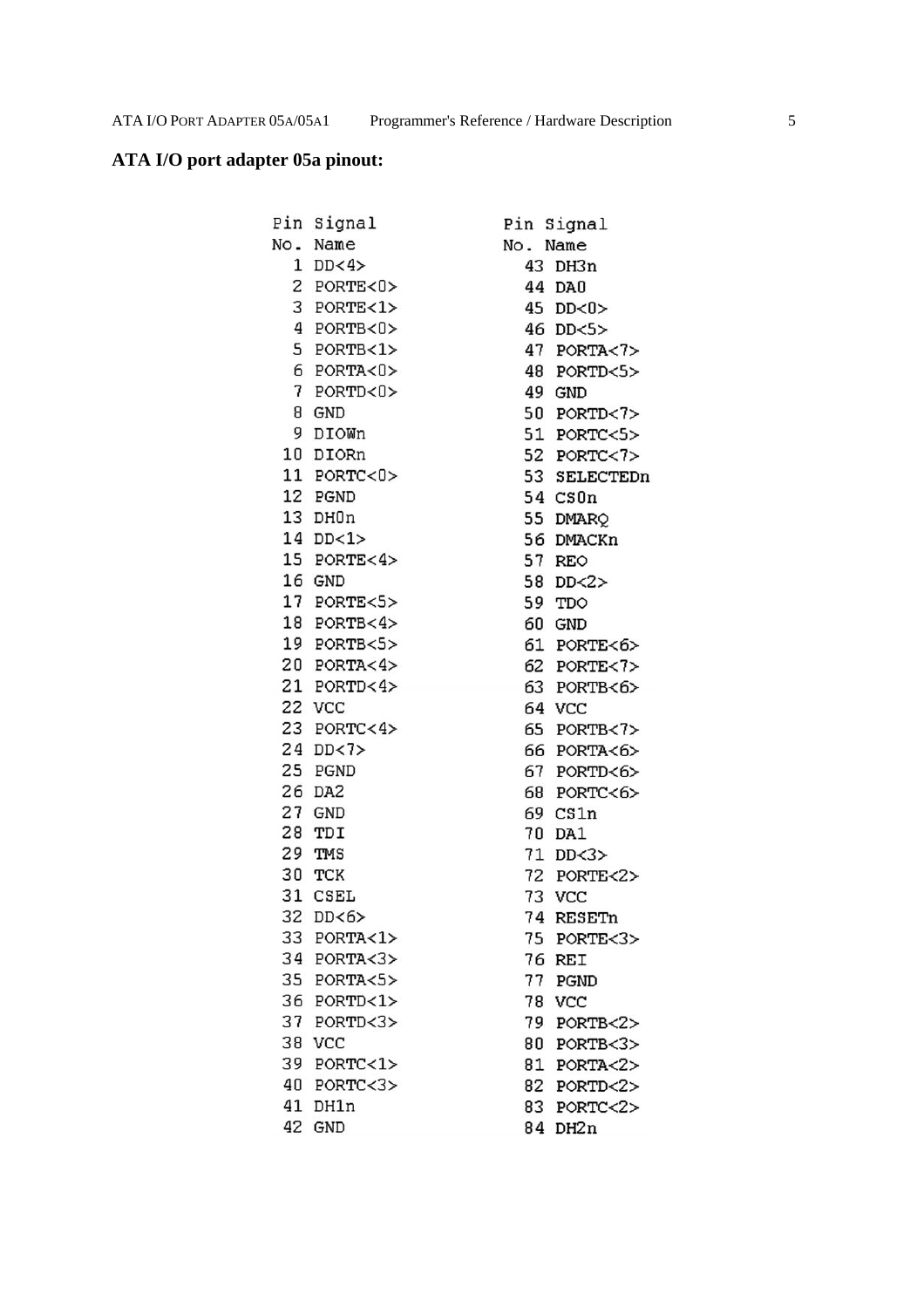**ATA I/O port adapter 05a pinout:**

| Pin No. | Signal Name | Pin No. | Signal Name |
|---|---|---|---|
| 1 | DD<4> | 43 | DH3n |
| 2 | PORTE<0> | 44 | DA0 |
| 3 | PORTE<1> | 45 | DD<0> |
| 4 | PORTB<0> | 46 | DD<5> |
| 5 | PORTB<1> | 47 | PORTA<7> |
| 6 | PORTA<0> | 48 | PORTD<5> |
| 7 | PORTD<0> | 49 | GND |
| 8 | GND | 50 | PORTD<7> |
| 9 | DIOWn | 51 | PORTC<5> |
| 10 | DIORn | 52 | PORTC<7> |
| 11 | PORTC<0> | 53 | SELECTEDn |
| 12 | PGND | 54 | CS0n |
| 13 | DH0n | 55 | DMARQ |
| 14 | DD<1> | 56 | DMACKn |
| 15 | PORTE<4> | 57 | REO |
| 16 | GND | 58 | DD<2> |
| 17 | PORTE<5> | 59 | TDO |
| 18 | PORTB<4> | 60 | GND |
| 19 | PORTB<5> | 61 | PORTE<6> |
| 20 | PORTA<4> | 62 | PORTE<7> |
| 21 | PORTD<4> | 63 | PORTB<6> |
| 22 | VCC | 64 | VCC |
| 23 | PORTC<4> | 65 | PORTB<7> |
| 24 | DD<7> | 66 | PORTA<6> |
| 25 | PGND | 67 | PORTD<6> |
| 26 | DA2 | 68 | PORTC<6> |
| 27 | GND | 69 | CS1n |
| 28 | TDI | 70 | DA1 |
| 29 | TMS | 71 | DD<3> |
| 30 | TCK | 72 | PORTE<2> |
| 31 | CSEL | 73 | VCC |
| 32 | DD<6> | 74 | RESETn |
| 33 | PORTA<1> | 75 | PORTE<3> |
| 34 | PORTA<3> | 76 | REI |
| 35 | PORTA<5> | 77 | PGND |
| 36 | PORTD<1> | 78 | VCC |
| 37 | PORTD<3> | 79 | PORTB<2> |
| 38 | VCC | 80 | PORTB<3> |
| 39 | PORTC<1> | 81 | PORTA<2> |
| 40 | PORTC<3> | 82 | PORTD<2> |
| 41 | DH1n | 83 | PORTC<2> |
| 42 | GND | 84 | DH2n |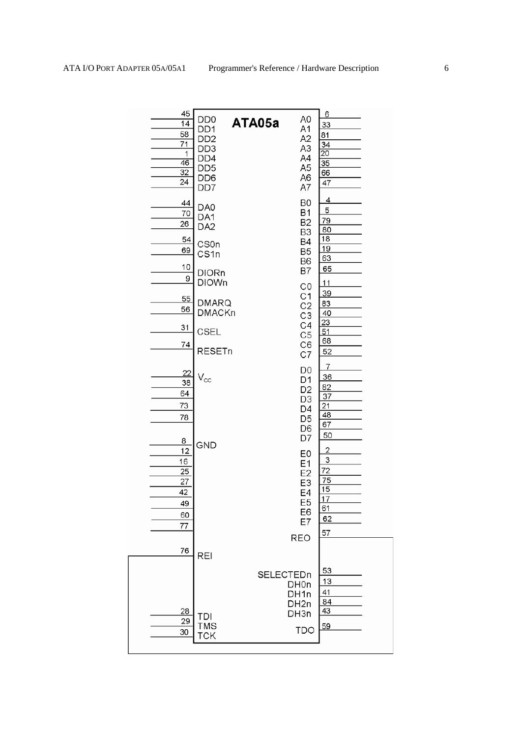**ATA05a**

| Pin | Signal |
|---|---|
| 45 | DD0 |
| 14 | DD1 |
| 58 | DD2 |
| 71 | DD3 |
| 1 | DD4 |
| 46 | DD5 |
| 32 | DD6 |
| 24 | DD7 |
| 44 | DA0 |
| 70 | DA1 |
| 26 | DA2 |
| 54 | CS0n |
| 69 | CS1n |
| 10 | DIORn |
| 9 | DIOWn |
| 55 | DMARQ |
| 56 | DMACKn |
| 31 | CSEL |
| 74 | RESETn |
| 22, 38, 64, 73, 78 | $V_{cc}$ |
| 8, 12, 16, 25, 27, 42, 49, 60, 77 | GND |
| 76 | REI |
| 28 | TDI |
| 29 | TMS |
| 30 | TCK |

| Signal | Pin |
|---|---|
| A0 | 6 |
| A1 | 33 |
| A2 | 81 |
| A3 | 34 |
| A4 | 20 |
| A5 | 35 |
| A6 | 66 |
| A7 | 47 |
| B0 | 4 |
| B1 | 5 |
| B2 | 79 |
| B3 | 80 |
| B4 | 18 |
| B5 | 19 |
| B6 | 63 |
| B7 | 65 |
| C0 | 11 |
| C1 | 39 |
| C2 | 83 |
| C3 | 40 |
| C4 | 23 |
| C5 | 51 |
| C6 | 68 |
| C7 | 52 |
| D0 | 7 |
| D1 | 36 |
| D2 | 82 |
| D3 | 37 |
| D4 | 21 |
| D5 | 48 |
| D6 | 67 |
| D7 | 50 |
| E0 | 2 |
| E1 | 3 |
| E2 | 72 |
| E3 | 75 |
| E4 | 15 |
| E5 | 17 |
| E6 | 61 |
| E7 | 62 |
| REO | 57 |
| SELECTEDn | 53 |
| DH0n | 13 |
| DH1n | 41 |
| DH2n | 84 |
| DH3n | 43 |
| TDO | 59 |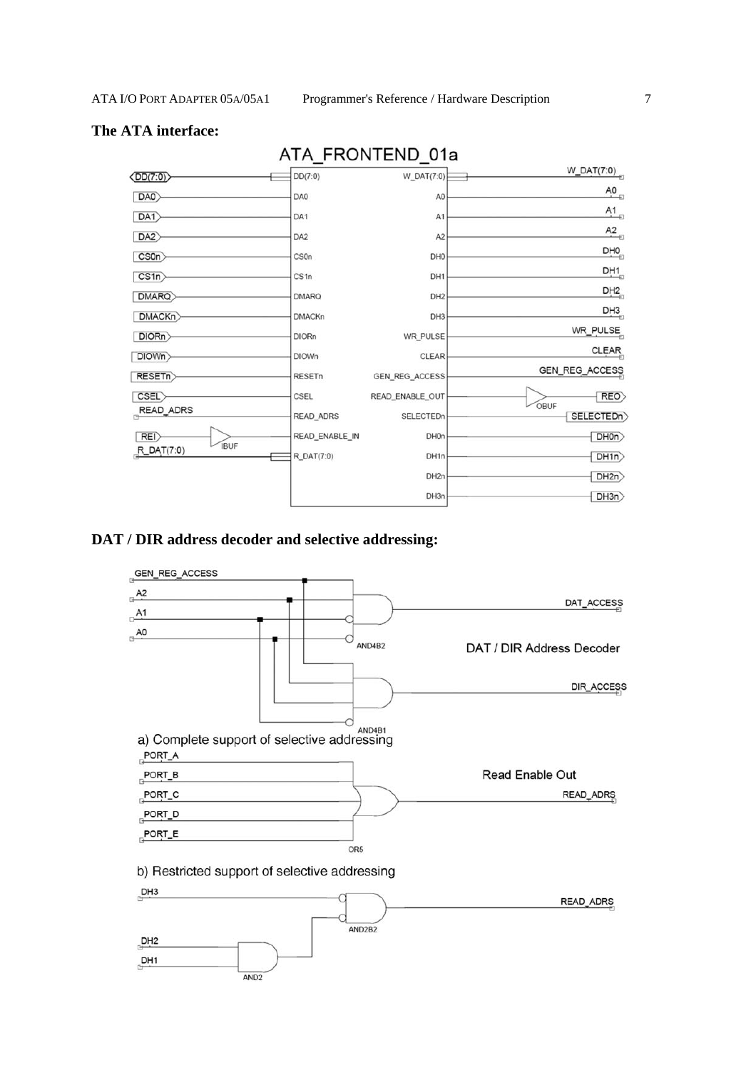**The ATA interface:**

ATA_FRONTEND_01a

| Input pin | Output pin |
|---|---|
| DD(7:0) | W_DAT(7:0) |
| DA0 | A0 |
| DA1 | A1 |
| DA2 | A2 |
| CS0n | DH0 |
| CS1n | DH1 |
| DMARQ | DH2 |
| DMACKn | DH3 |
| DIORn | WR_PULSE |
| DIOWn | CLEAR |
| RESETn | GEN_REG_ACCESS |
| CSEL | READ_ENABLE_OUT |
| READ_ADRS | SELECTEDn |
| READ_ENABLE_IN | DH0n |
| R_DAT(7:0) | DH1n |
| | DH2n |
| | DH3n |

Signal connections: REI → IBUF → READ_ENABLE_IN; READ_ENABLE_OUT → OBUF → REO; SELECTEDn → SELECTEDn; DH0n → DH0n; DH1n → DH1n; DH2n → DH2n; DH3n → DH3n.

**DAT / DIR address decoder and selective addressing:**

DAT / DIR Address Decoder

- GEN_REG_ACCESS, A2, /A1, /A0 → AND4B2 → DAT_ACCESS
- GEN_REG_ACCESS, A2, A1, /A0 → AND4B1 → DIR_ACCESS

a) Complete support of selective addressing

Read Enable Out

- PORT_A, PORT_B, PORT_C, PORT_D, PORT_E → OR5 → READ_ADRS

b) Restricted support of selective addressing

- DH2, DH1 → AND2
- /DH3, /(AND2 output) → AND2B2 → READ_ADRS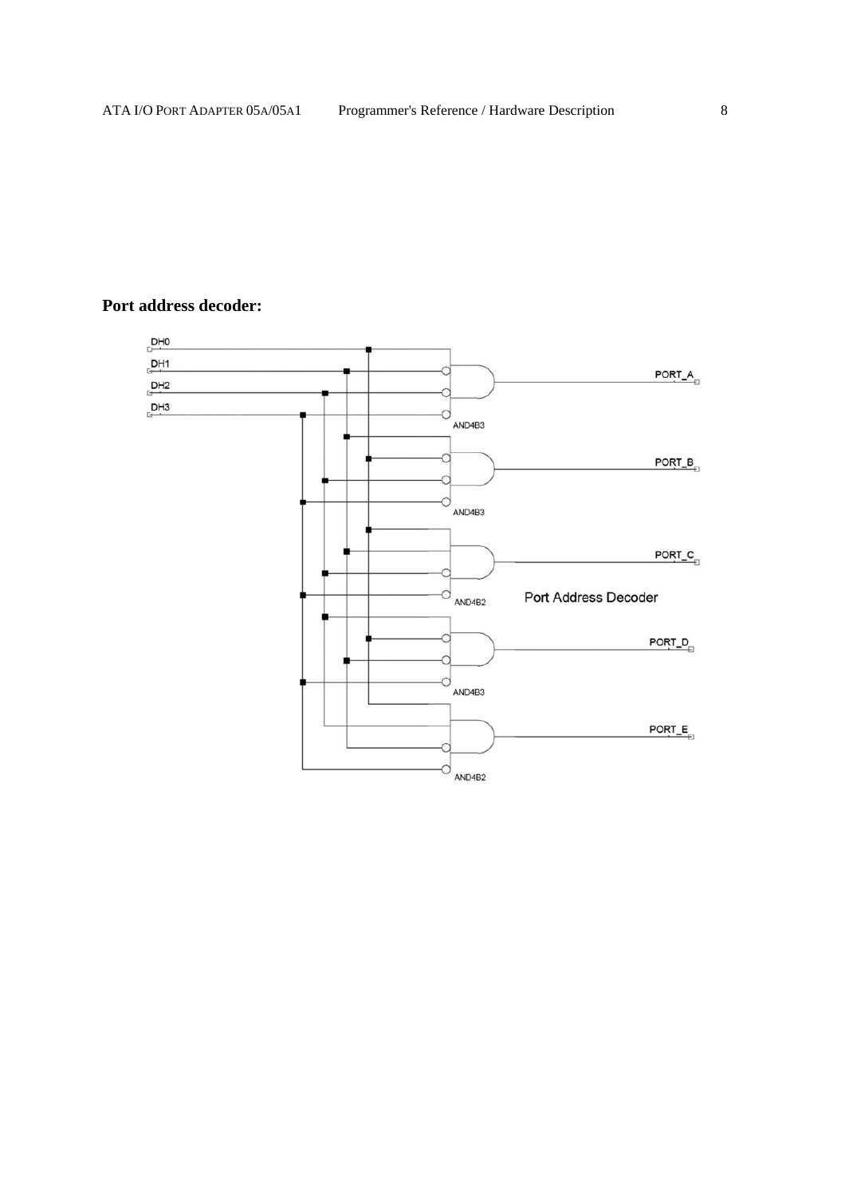**Port address decoder:**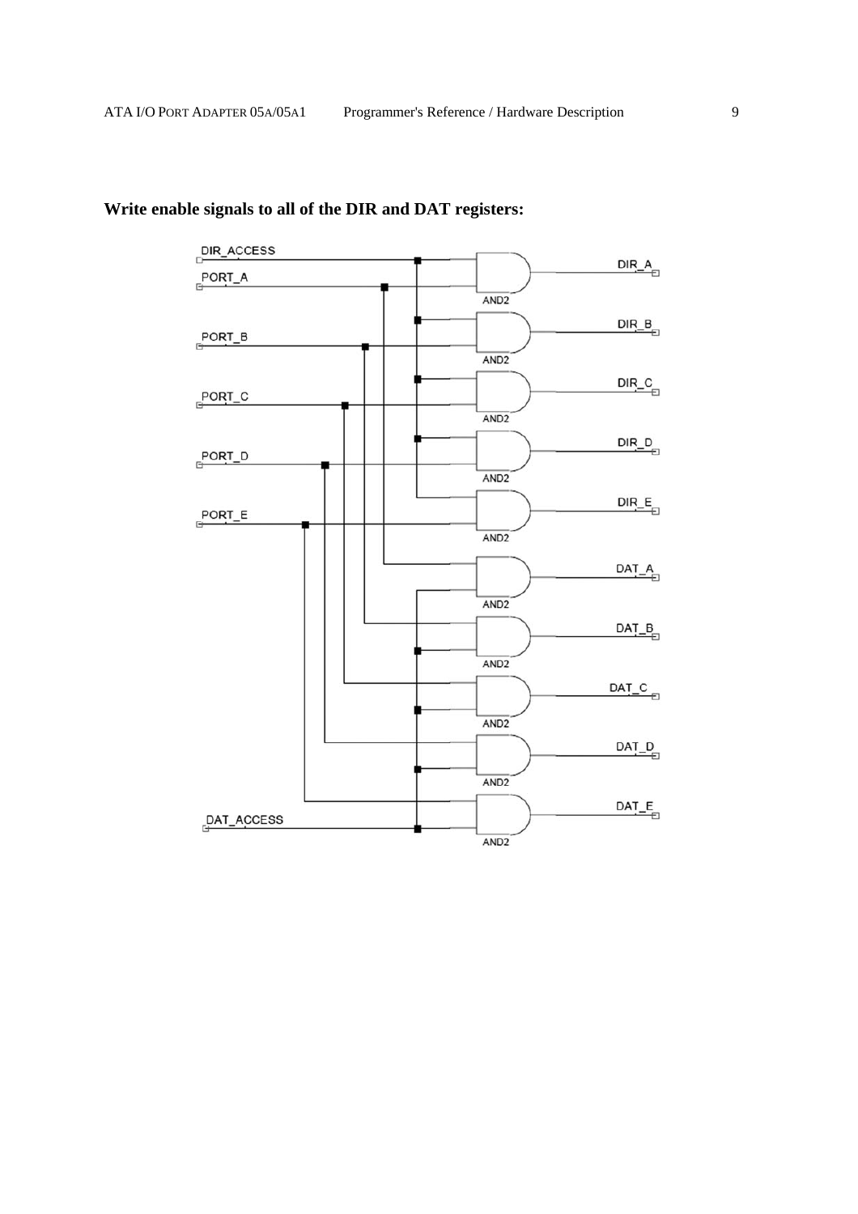**Write enable signals to all of the DIR and DAT registers:**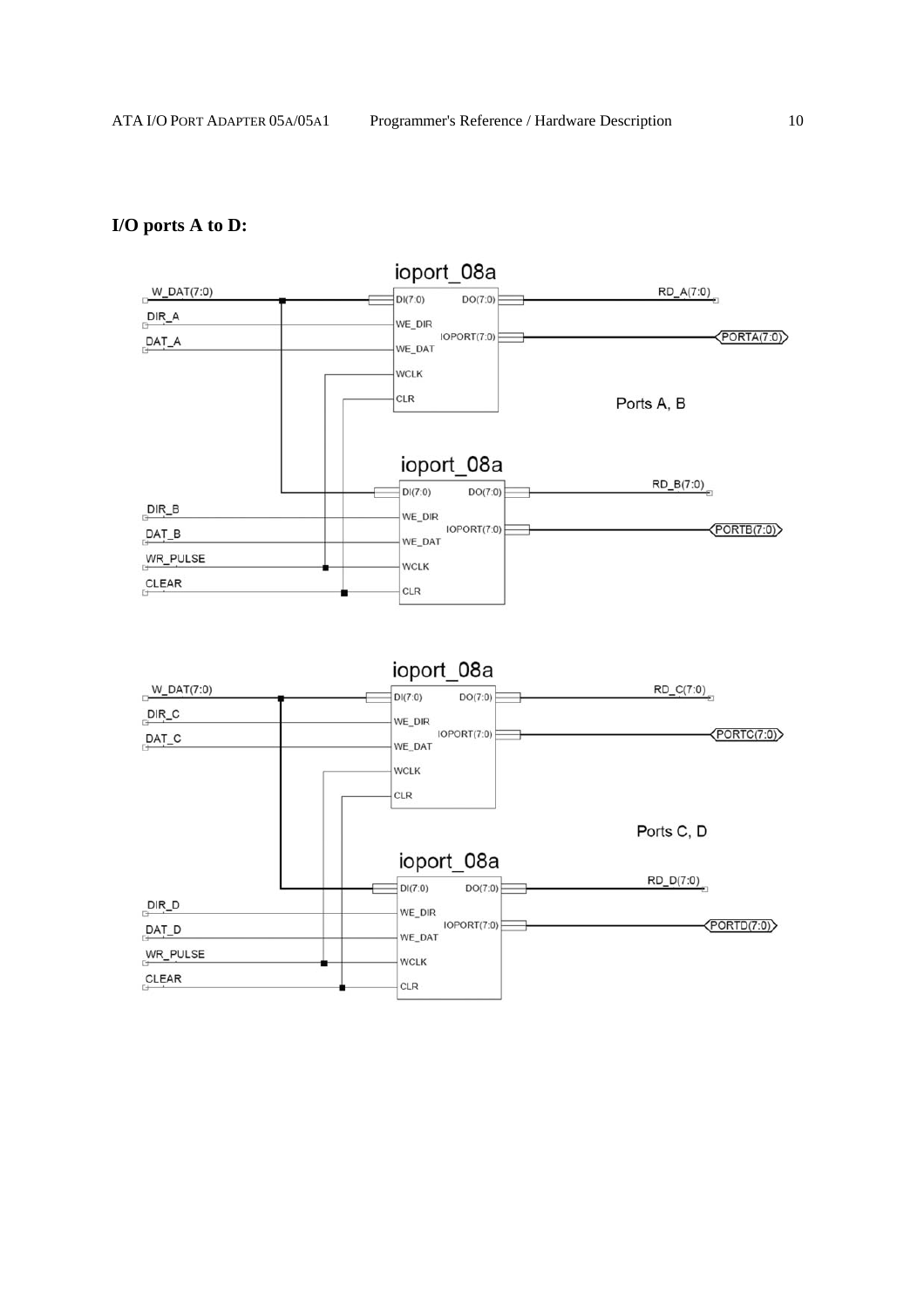**I/O ports A to D:**

ioport_08a

W_DAT(7:0)

DIR_A

DAT_A

DI(7:0) DO(7:0)

WE_DIR

WE_DAT

IOPORT(7:0)

WCLK

CLR

RD_A(7:0)

PORTA(7:0)

Ports A, B

ioport_08a

DI(7:0) DO(7:0)

DIR_B

DAT_B

WR_PULSE

CLEAR

WE_DIR

WE_DAT

IOPORT(7:0)

WCLK

CLR

RD_B(7:0)

PORTB(7:0)

ioport_08a

W_DAT(7:0)

DIR_C

DAT_C

DI(7:0) DO(7:0)

WE_DIR

WE_DAT

IOPORT(7:0)

WCLK

CLR

RD_C(7:0)

PORTC(7:0)

Ports C, D

ioport_08a

DI(7:0) DO(7:0)

DIR_D

DAT_D

WR_PULSE

CLEAR

WE_DIR

WE_DAT

IOPORT(7:0)

WCLK

CLR

RD_D(7:0)

PORTD(7:0)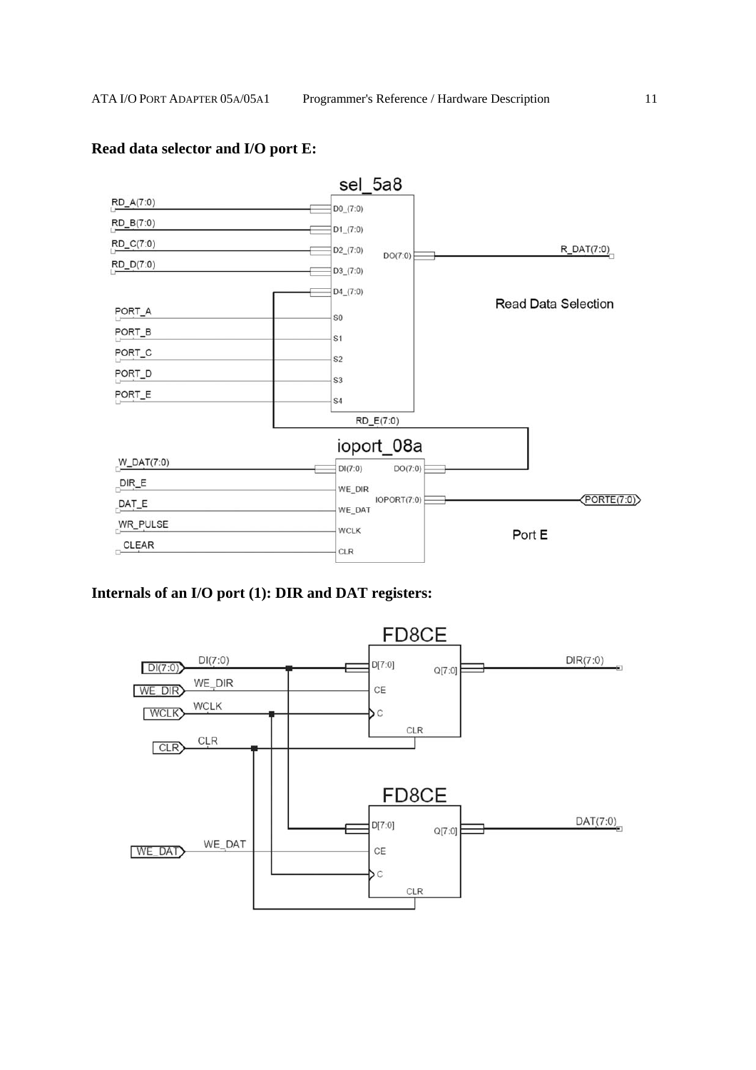**Read data selector and I/O port E:**

sel_5a8

RD_A(7:0) D0_(7:0)
RD_B(7:0) D1_(7:0)
RD_C(7:0) D2_(7:0)
RD_D(7:0) D3_(7:0)
D4_(7:0)
PORT_A S0
PORT_B S1
PORT_C S2
PORT_D S3
PORT_E S4
DO(7:0) R_DAT(7:0)

Read Data Selection

RD_E(7:0)

ioport_08a

W_DAT(7:0) DI(7:0) DO(7:0)
DIR_E WE_DIR
DAT_E WE_DAT IOPORT(7:0) PORTE(7:0)
WR_PULSE WCLK
CLEAR CLR

Port E

**Internals of an I/O port (1): DIR and DAT registers:**

FD8CE

DI(7:0) DI(7:0) D[7:0] Q[7:0] DIR(7:0)
WE_DIR WE_DIR CE
WCLK WCLK C
CLR CLR CLR

FD8CE

D[7:0] Q[7:0] DAT(7:0)
WE_DAT WE_DAT CE
C
CLR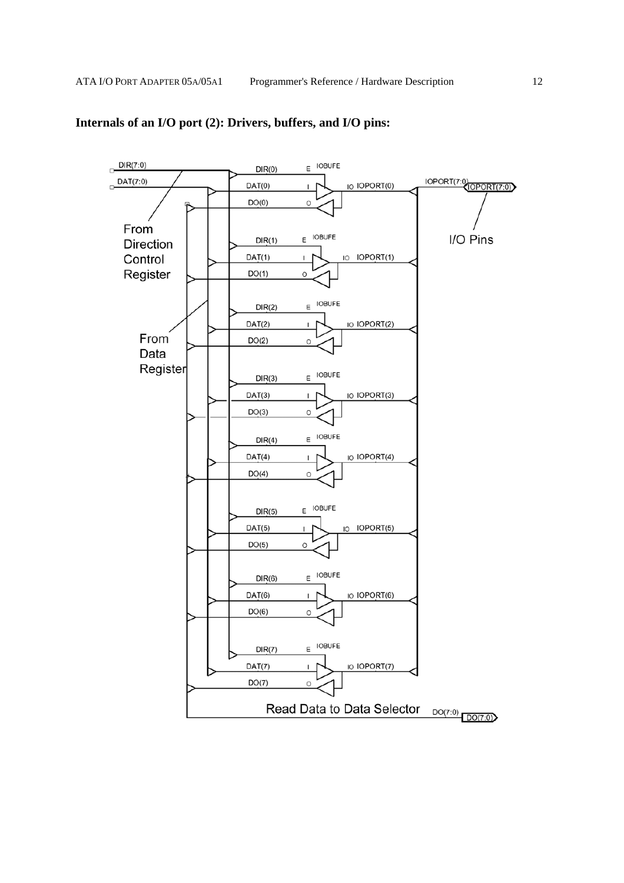## Internals of an I/O port (2): Drivers, buffers, and I/O pins:

DIR(7:0)

DAT(7:0)

From Direction Control Register

From Data Register

DIR(0) E IOBUFE
DAT(0) I IO IOPORT(0)
DO(0) O

DIR(1) E IOBUFE
DAT(1) I IO IOPORT(1)
DO(1) O

DIR(2) E IOBUFE
DAT(2) I IO IOPORT(2)
DO(2) O

DIR(3) E IOBUFE
DAT(3) I IO IOPORT(3)
DO(3) O

DIR(4) E IOBUFE
DAT(4) I IO IOPORT(4)
DO(4) O

DIR(5) E IOBUFE
DAT(5) I IO IOPORT(5)
DO(5) O

DIR(6) E IOBUFE
DAT(6) I IO IOPORT(6)
DO(6) O

DIR(7) E IOBUFE
DAT(7) I IO IOPORT(7)
DO(7) O

IOPORT(7:0) IOPORT(7:0)

I/O Pins

Read Data to Data Selector DO(7:0) DO(7:0)